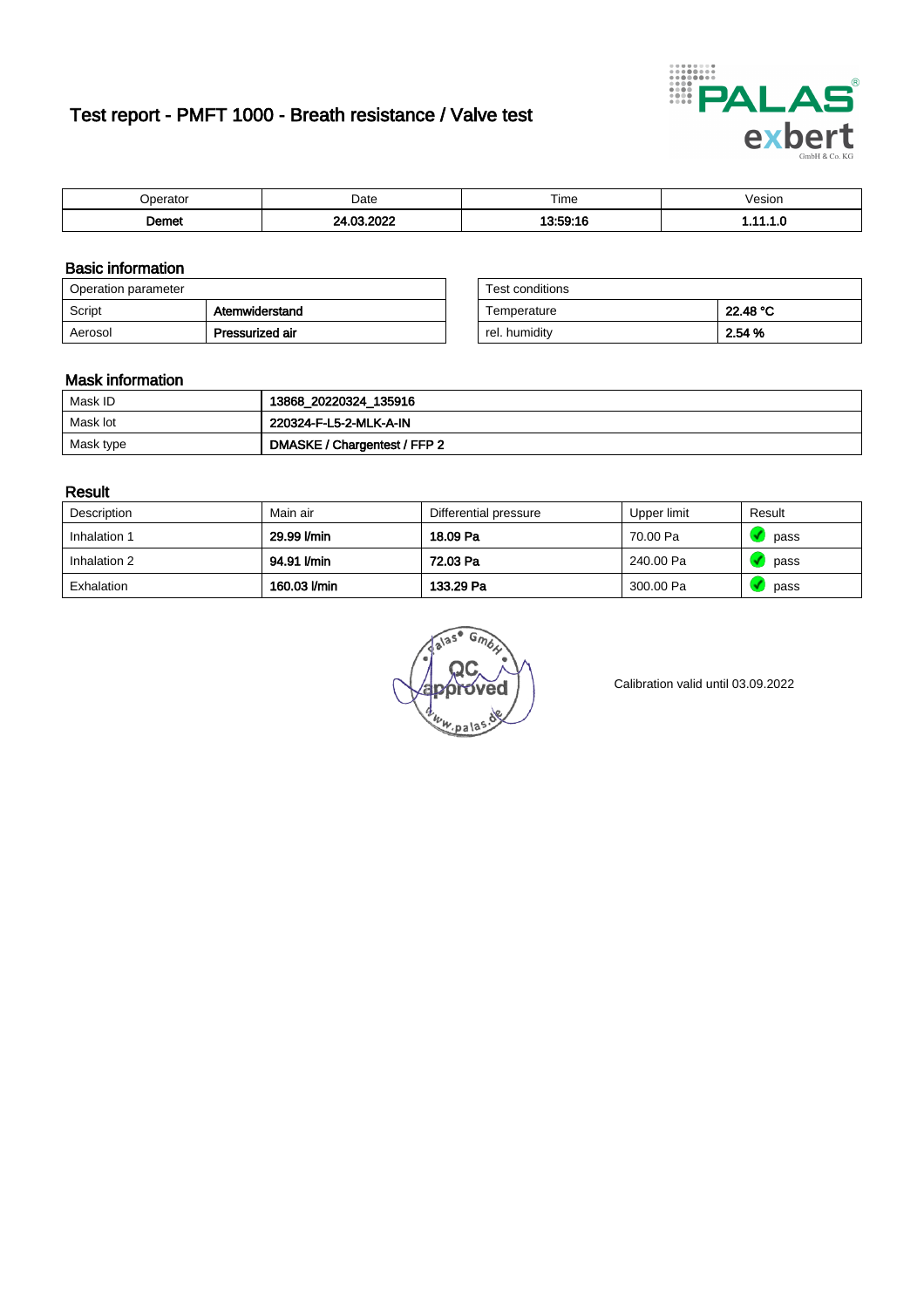# Test report - PMFT 1000 - Breath resistance / Valve test

| Operator | Date | Time | Vesion |
|---|---|---|---|
| **Demet** | **24.03.2022** | **13:59:16** | **1.11.1.0** |

## Basic information

| Operation parameter | |
|---|---|
| Script | **Atemwiderstand** |
| Aerosol | **Pressurized air** |

| Test conditions | |
|---|---|
| Temperature | **22.48 °C** |
| rel. humidity | **2.54 %** |

## Mask information

| | |
|---|---|
| Mask ID | **13868_20220324_135916** |
| Mask lot | **220324-F-L5-2-MLK-A-IN** |
| Mask type | **DMASKE / Chargentest / FFP 2** |

## Result

| Description | Main air | Differential pressure | Upper limit | Result |
|---|---|---|---|---|
| Inhalation 1 | **29.99 l/min** | **18.09 Pa** | 70.00 Pa | pass |
| Inhalation 2 | **94.91 l/min** | **72.03 Pa** | 240.00 Pa | pass |
| Exhalation | **160.03 l/min** | **133.29 Pa** | 300.00 Pa | pass |

Calibration valid until 03.09.2022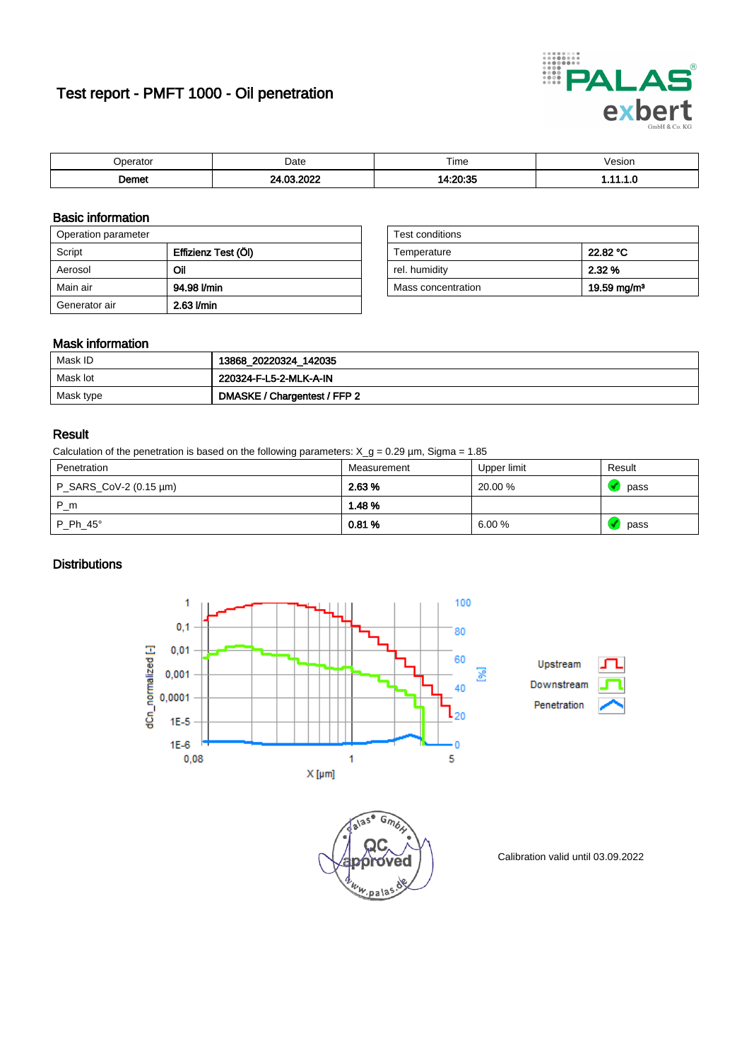# Test report - PMFT 1000 - Oil penetration

PALAS exbert GmbH & Co. KG

| Operator | Date | Time | Vesion |
|---|---|---|---|
| **Demet** | **24.03.2022** | **14:20:35** | **1.11.1.0** |

## Basic information

| Operation parameter | |
|---|---|
| Script | **Effizienz Test (Öl)** |
| Aerosol | **Oil** |
| Main air | **94.98 l/min** |
| Generator air | **2.63 l/min** |

| Test conditions | |
|---|---|
| Temperature | **22.82 °C** |
| rel. humidity | **2.32 %** |
| Mass concentration | **19.59 mg/m³** |

## Mask information

| | |
|---|---|
| Mask ID | **13868_20220324_142035** |
| Mask lot | **220324-F-L5-2-MLK-A-IN** |
| Mask type | **DMASKE / Chargentest / FFP 2** |

## Result

Calculation of the penetration is based on the following parameters: $X_g = 0.29$ µm, Sigma = 1.85

| Penetration | Measurement | Upper limit | Result |
|---|---|---|---|
| P_SARS_CoV-2 (0.15 µm) | **2.63 %** | 20.00 % | pass |
| P_m | **1.48 %** | | |
| P_Ph_45° | **0.81 %** | 6.00 % | pass |

## Distributions

dCn_normalized [-]
1
0,1
0,01
0,001
0,0001
1E-5
1E-6
0,08
1
5
X [µm]
[%]
100
80
60
40
20
0
Upstream
Downstream
Penetration

Palas® GmbH QC approved www.palas.de

Calibration valid until 03.09.2022